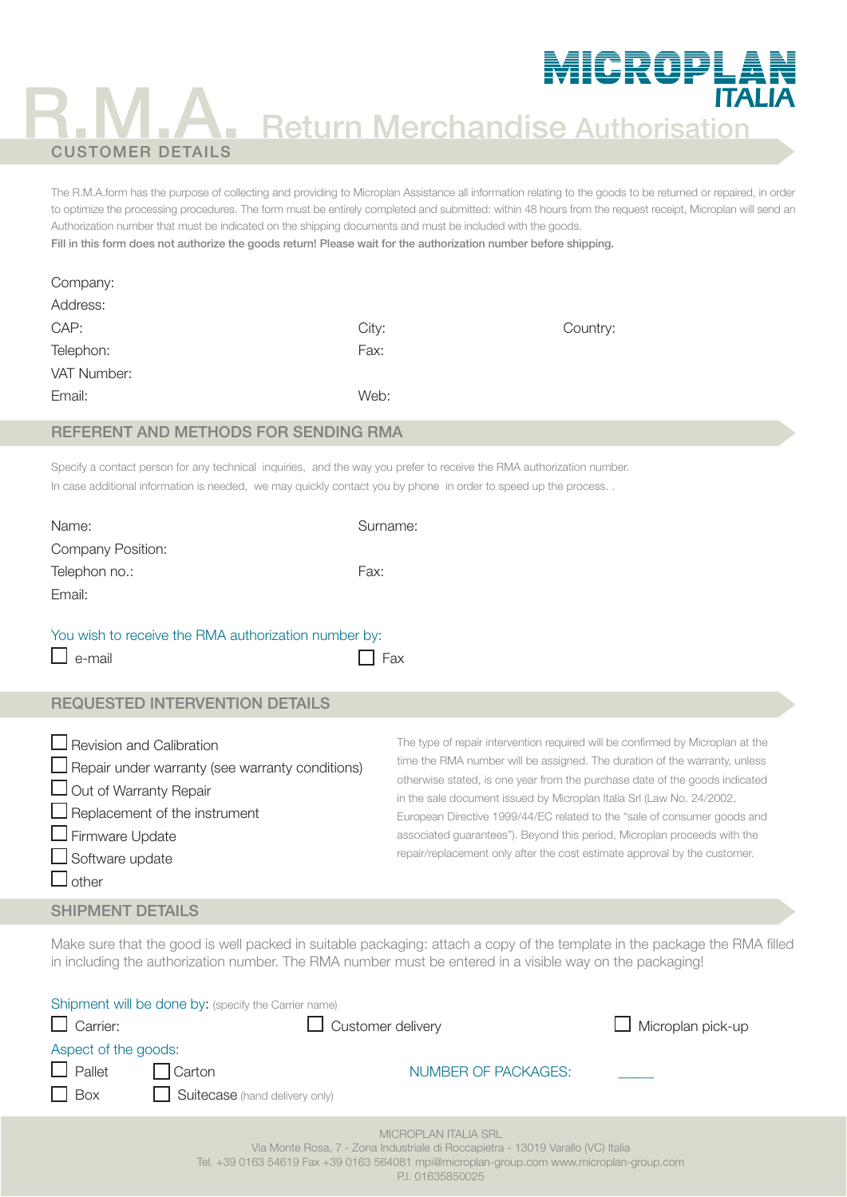MICROPLAN ITALIA

# R.M.A. Return Merchandise Authorisation

## CUSTOMER DETAILS

The R.M.A.form has the purpose of collecting and providing to Microplan Assistance all information relating to the goods to be returned or repaired, in order to optimize the processing procedures. The form must be entirely completed and submitted: within 48 hours from the request receipt, Microplan will send an Authorization number that must be indicated on the shipping documents and must be included with the goods.

**Fill in this form does not authorize the goods return! Please wait for the authorization number before shipping.**

Company:

Address:

CAP: City: Country:

Telephon: Fax:

VAT Number:

Email: Web:

## REFERENT AND METHODS FOR SENDING RMA

Specify a contact person for any technical inquiries, and the way you prefer to receive the RMA authorization number. In case additional information is needed, we may quickly contact you by phone in order to speed up the process. .

Name: Surname:

Company Position:

Telephon no.: Fax:

Email:

You wish to receive the RMA authorization number by:

- ☐ e-mail
- ☐ Fax

## REQUESTED INTERVENTION DETAILS

- ☐ Revision and Calibration
- ☐ Repair under warranty (see warranty conditions)
- ☐ Out of Warranty Repair
- ☐ Replacement of the instrument
- ☐ Firmware Update
- ☐ Software update
- ☐ other

The type of repair intervention required will be confirmed by Microplan at the time the RMA number will be assigned. The duration of the warranty, unless otherwise stated, is one year from the purchase date of the goods indicated in the sale document issued by Microplan Italia Srl (Law No. 24/2002, European Directive 1999/44/EC related to the "sale of consumer goods and associated guarantees"). Beyond this period, Microplan proceeds with the repair/replacement only after the cost estimate approval by the customer.

## SHIPMENT DETAILS

Make sure that the good is well packed in suitable packaging: attach a copy of the template in the package the RMA filled in including the authorization number. The RMA number must be entered in a visible way on the packaging!

Shipment will be done by: (specify the Carrier name)

- ☐ Carrier:
- ☐ Customer delivery
- ☐ Microplan pick-up

Aspect of the goods:

- ☐ Pallet
- ☐ Carton
- ☐ Box
- ☐ Suitecase (hand delivery only)

NUMBER OF PACKAGES: _____

MICROPLAN ITALIA SRL
Via Monte Rosa, 7 - Zona Industriale di Roccapietra - 13019 Varallo (VC) Italia
Tel. +39 0163 54619 Fax +39 0163 564081 mpi@microplan-group.com www.microplan-group.com
P.I. 01635850025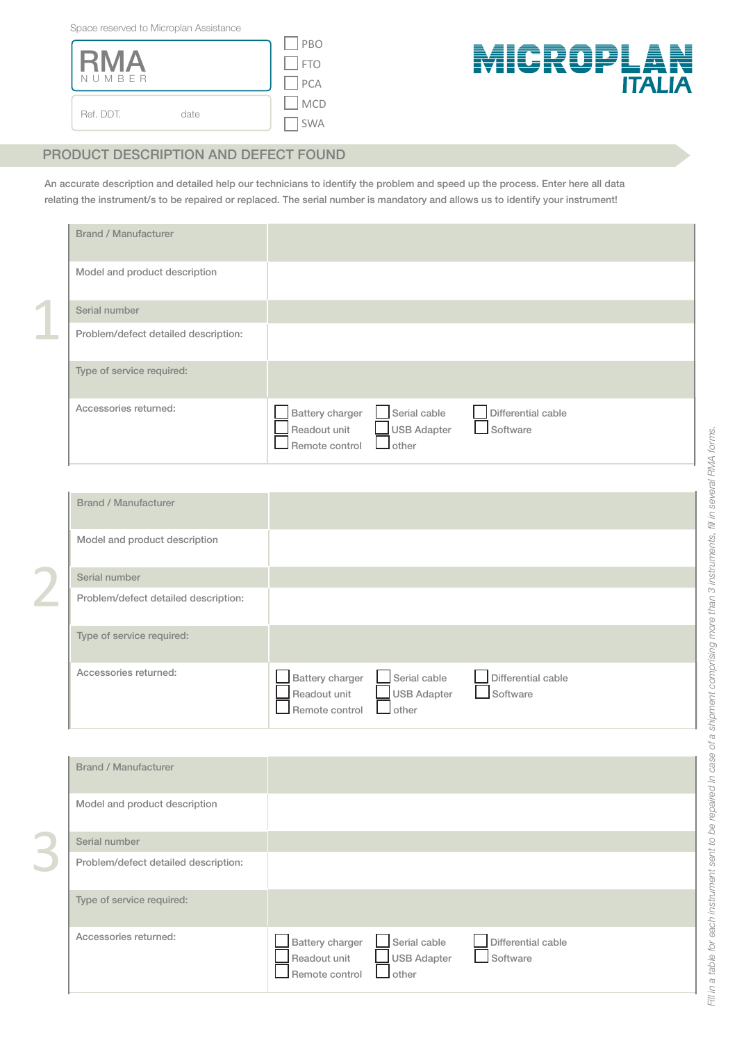Space reserved to Microplan Assistance

**RMA** NUMBER

Ref. DDT. date

☐ PBO
☐ FTO
☐ PCA
☐ MCD
☐ SWA

**MICROPLAN ITALIA**

## PRODUCT DESCRIPTION AND DEFECT FOUND

An accurate description and detailed help our technicians to identify the problem and speed up the process. Enter here all data relating the instrument/s to be repaired or replaced. The serial number is mandatory and allows us to identify your instrument!

**1**

| | |
|---|---|
| Brand / Manufacturer | |
| Model and product description | |
| Serial number | |
| Problem/defect detailed description: | |
| Type of service required: | |
| Accessories returned: | ☐ Battery charger ☐ Serial cable ☐ Differential cable ☐ Readout unit ☐ USB Adapter ☐ Software ☐ Remote control ☐ other |

**2**

| | |
|---|---|
| Brand / Manufacturer | |
| Model and product description | |
| Serial number | |
| Problem/defect detailed description: | |
| Type of service required: | |
| Accessories returned: | ☐ Battery charger ☐ Serial cable ☐ Differential cable ☐ Readout unit ☐ USB Adapter ☐ Software ☐ Remote control ☐ other |

**3**

| | |
|---|---|
| Brand / Manufacturer | |
| Model and product description | |
| Serial number | |
| Problem/defect detailed description: | |
| Type of service required: | |
| Accessories returned: | ☐ Battery charger ☐ Serial cable ☐ Differential cable ☐ Readout unit ☐ USB Adapter ☐ Software ☐ Remote control ☐ other |

*Fill in a table for each instrument sent to be repaired In case of a shipment comprising more than 3 instruments, fill in several RMA forms.*